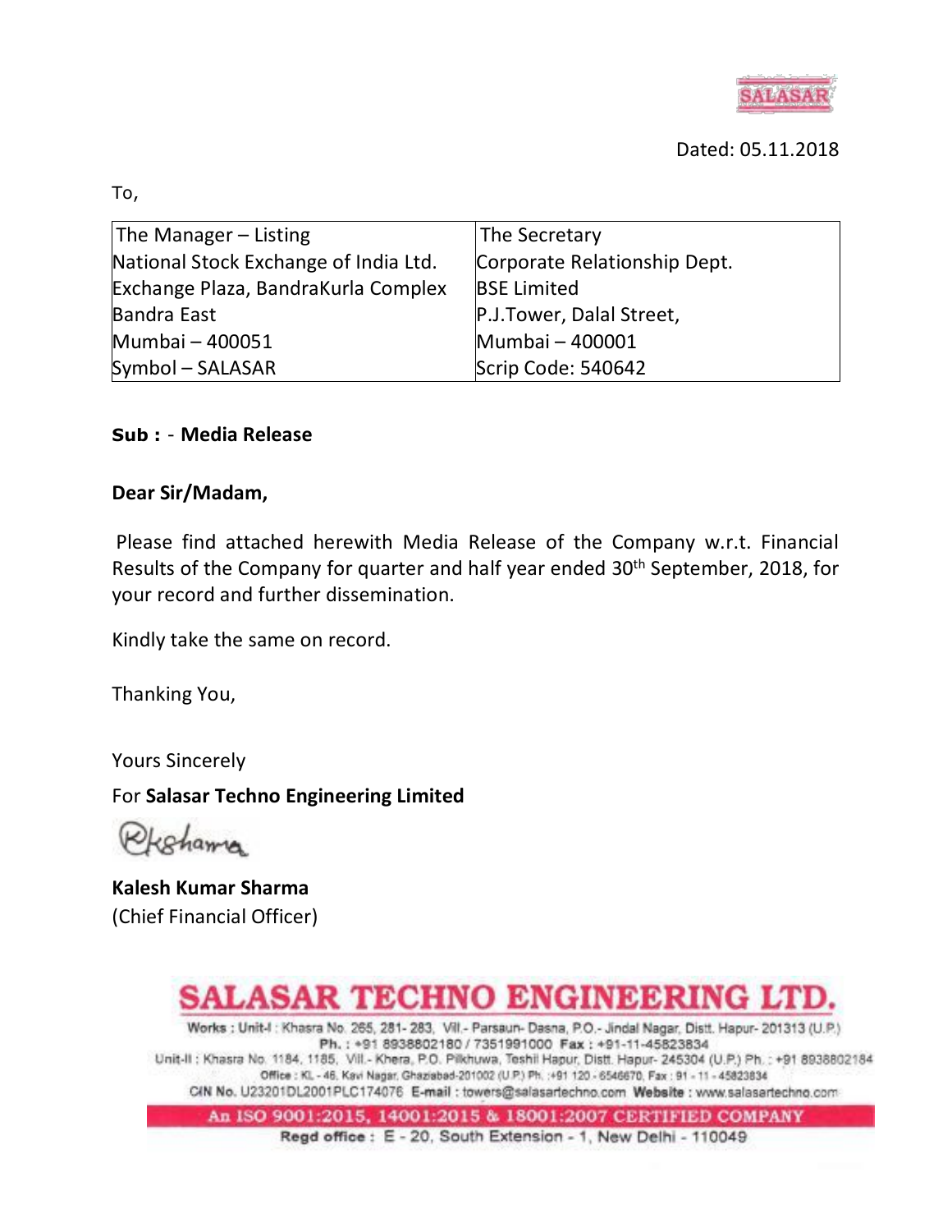SALASAR

Dated: 05.11.2018

To,

| The Manager – Listing | The Secretary |
|---|---|
| National Stock Exchange of India Ltd. | Corporate Relationship Dept. |
| Exchange Plaza, BandraKurla Complex | BSE Limited |
| Bandra East | P.J.Tower, Dalal Street, |
| Mumbai – 400051 | Mumbai – 400001 |
| Symbol – SALASAR | Scrip Code: 540642 |

**Sub : - Media Release**

**Dear Sir/Madam,**

Please find attached herewith Media Release of the Company w.r.t. Financial Results of the Company for quarter and half year ended 30th September, 2018, for your record and further dissemination.

Kindly take the same on record.

Thanking You,

Yours Sincerely

For **Salasar Techno Engineering Limited**

KKSharma

**Kalesh Kumar Sharma**
(Chief Financial Officer)

**SALASAR TECHNO ENGINEERING LTD.**

**Works :** Unit-I : Khasra No. 265, 281- 283, Vill.- Parsaun- Dasna, P.O.- Jindal Nagar, Distt. Hapur- 201313 (U.P.)
**Ph. :** +91 8938802180 / 7351991000 **Fax :** +91-11-45823834
Unit-II : Khasra No. 1184, 1185, Vill.- Khera, P.O. Pilkhuwa, Teshil Hapur, Distt. Hapur- 245304 (U.P.) Ph. : +91 8938802184
**Office :** KL - 46, Kavi Nagar, Ghaziabad-201002 (U.P.) Ph. :+91 120 - 6546670, Fax : 91 - 11 - 45823834
**CIN No.** U23201DL2001PLC174076 **E-mail :** towers@salasartechno.com **Website :** www.salasartechno.com

**An ISO 9001:2015, 14001:2015 & 18001:2007 CERTIFIED COMPANY**

**Regd office :** E - 20, South Extension - 1, New Delhi - 110049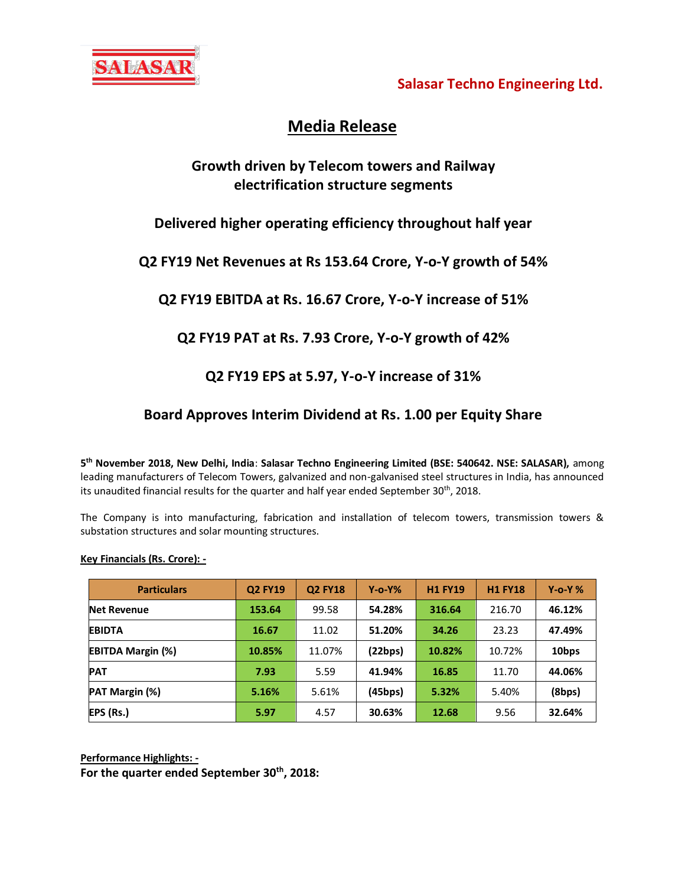**Salasar Techno Engineering Ltd.**

# Media Release

## Growth driven by Telecom towers and Railway electrification structure segments

## Delivered higher operating efficiency throughout half year

## Q2 FY19 Net Revenues at Rs 153.64 Crore, Y-o-Y growth of 54%

## Q2 FY19 EBITDA at Rs. 16.67 Crore, Y-o-Y increase of 51%

## Q2 FY19 PAT at Rs. 7.93 Crore, Y-o-Y growth of 42%

## Q2 FY19 EPS at 5.97, Y-o-Y increase of 31%

## Board Approves Interim Dividend at Rs. 1.00 per Equity Share

**5th November 2018, New Delhi, India**: **Salasar Techno Engineering Limited (BSE: 540642. NSE: SALASAR),** among leading manufacturers of Telecom Towers, galvanized and non-galvanised steel structures in India, has announced its unaudited financial results for the quarter and half year ended September 30th, 2018.

The Company is into manufacturing, fabrication and installation of telecom towers, transmission towers & substation structures and solar mounting structures.

**Key Financials (Rs. Crore): -**

| Particulars | Q2 FY19 | Q2 FY18 | Y-o-Y% | H1 FY19 | H1 FY18 | Y-o-Y % |
|---|---|---|---|---|---|---|
| **Net Revenue** | **153.64** | 99.58 | **54.28%** | **316.64** | 216.70 | **46.12%** |
| **EBIDTA** | **16.67** | 11.02 | **51.20%** | **34.26** | 23.23 | **47.49%** |
| **EBITDA Margin (%)** | **10.85%** | 11.07% | **(22bps)** | **10.82%** | 10.72% | **10bps** |
| **PAT** | **7.93** | 5.59 | **41.94%** | **16.85** | 11.70 | **44.06%** |
| **PAT Margin (%)** | **5.16%** | 5.61% | **(45bps)** | **5.32%** | 5.40% | **(8bps)** |
| **EPS (Rs.)** | **5.97** | 4.57 | **30.63%** | **12.68** | 9.56 | **32.64%** |

**Performance Highlights: -**

**For the quarter ended September 30th, 2018:**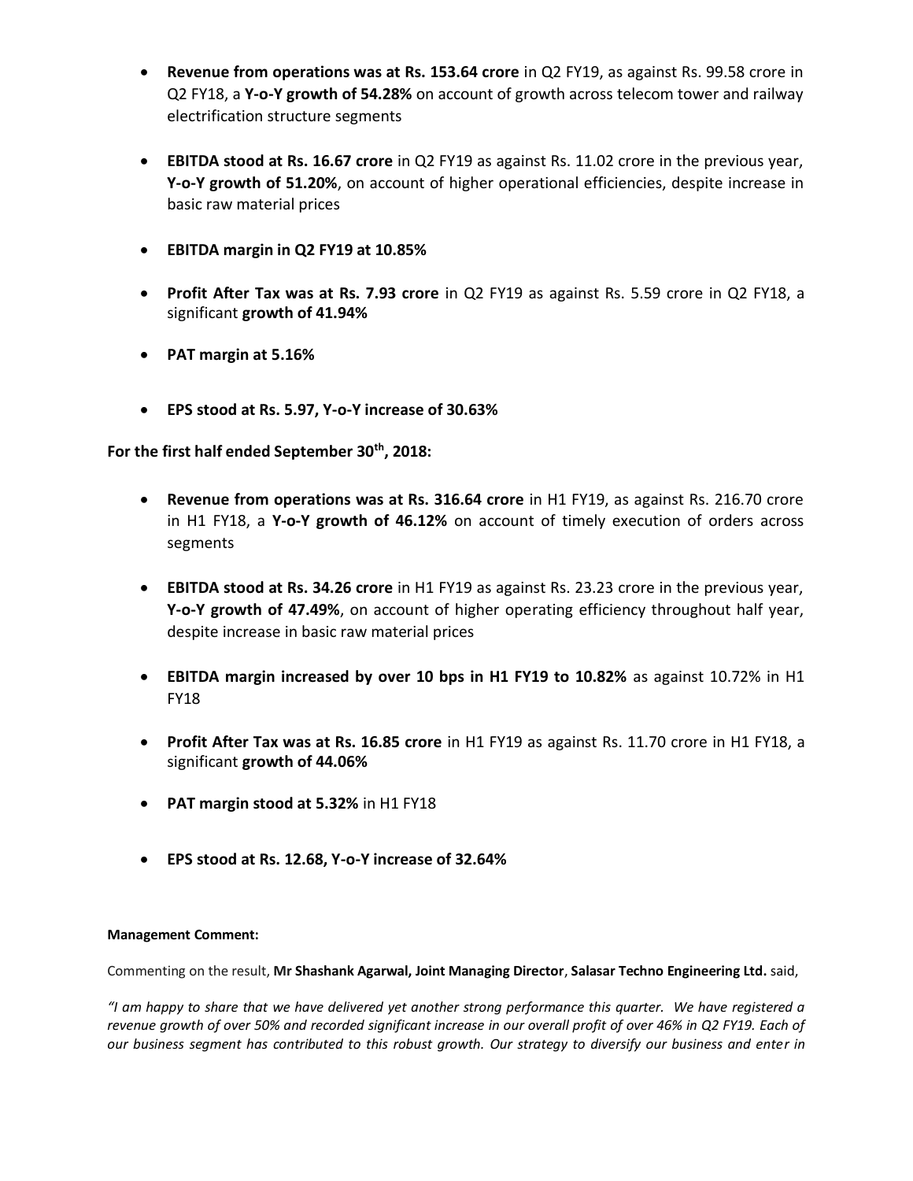- **Revenue from operations was at Rs. 153.64 crore** in Q2 FY19, as against Rs. 99.58 crore in Q2 FY18, a **Y-o-Y growth of 54.28%** on account of growth across telecom tower and railway electrification structure segments

- **EBITDA stood at Rs. 16.67 crore** in Q2 FY19 as against Rs. 11.02 crore in the previous year, **Y-o-Y growth of 51.20%**, on account of higher operational efficiencies, despite increase in basic raw material prices

- **EBITDA margin in Q2 FY19 at 10.85%**

- **Profit After Tax was at Rs. 7.93 crore** in Q2 FY19 as against Rs. 5.59 crore in Q2 FY18, a significant **growth of 41.94%**

- **PAT margin at 5.16%**

- **EPS stood at Rs. 5.97, Y-o-Y increase of 30.63%**

**For the first half ended September 30th, 2018:**

- **Revenue from operations was at Rs. 316.64 crore** in H1 FY19, as against Rs. 216.70 crore in H1 FY18, a **Y-o-Y growth of 46.12%** on account of timely execution of orders across segments

- **EBITDA stood at Rs. 34.26 crore** in H1 FY19 as against Rs. 23.23 crore in the previous year, **Y-o-Y growth of 47.49%**, on account of higher operating efficiency throughout half year, despite increase in basic raw material prices

- **EBITDA margin increased by over 10 bps in H1 FY19 to 10.82%** as against 10.72% in H1 FY18

- **Profit After Tax was at Rs. 16.85 crore** in H1 FY19 as against Rs. 11.70 crore in H1 FY18, a significant **growth of 44.06%**

- **PAT margin stood at 5.32%** in H1 FY18

- **EPS stood at Rs. 12.68, Y-o-Y increase of 32.64%**

**Management Comment:**

Commenting on the result, **Mr Shashank Agarwal, Joint Managing Director**, **Salasar Techno Engineering Ltd.** said,

*"I am happy to share that we have delivered yet another strong performance this quarter. We have registered a revenue growth of over 50% and recorded significant increase in our overall profit of over 46% in Q2 FY19. Each of our business segment has contributed to this robust growth. Our strategy to diversify our business and enter in*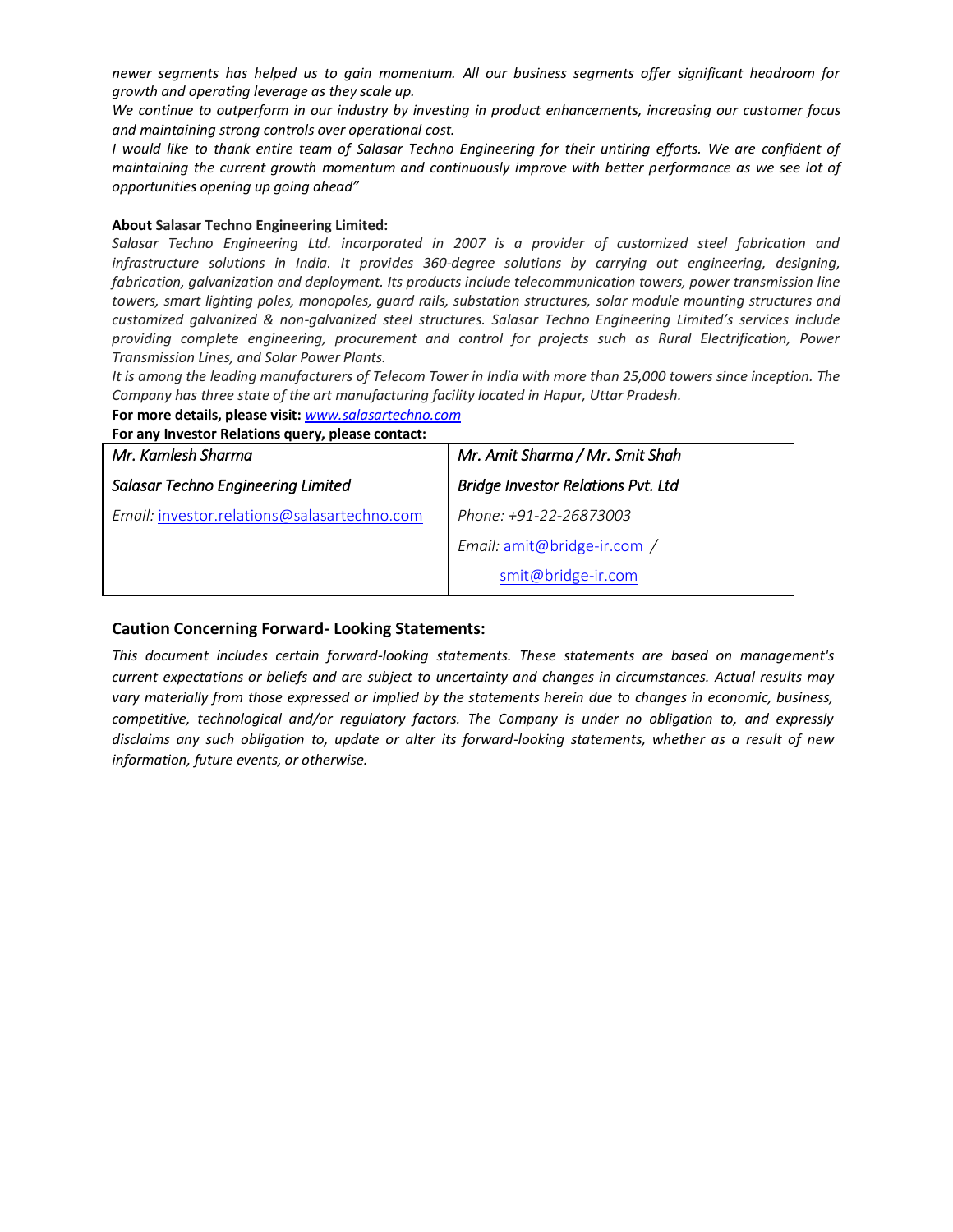*newer segments has helped us to gain momentum. All our business segments offer significant headroom for growth and operating leverage as they scale up.*

*We continue to outperform in our industry by investing in product enhancements, increasing our customer focus and maintaining strong controls over operational cost.*

*I would like to thank entire team of Salasar Techno Engineering for their untiring efforts. We are confident of maintaining the current growth momentum and continuously improve with better performance as we see lot of opportunities opening up going ahead"*

**About Salasar Techno Engineering Limited:**

*Salasar Techno Engineering Ltd. incorporated in 2007 is a provider of customized steel fabrication and infrastructure solutions in India. It provides 360-degree solutions by carrying out engineering, designing, fabrication, galvanization and deployment. Its products include telecommunication towers, power transmission line towers, smart lighting poles, monopoles, guard rails, substation structures, solar module mounting structures and customized galvanized & non-galvanized steel structures. Salasar Techno Engineering Limited's services include providing complete engineering, procurement and control for projects such as Rural Electrification, Power Transmission Lines, and Solar Power Plants.*

*It is among the leading manufacturers of Telecom Tower in India with more than 25,000 towers since inception. The Company has three state of the art manufacturing facility located in Hapur, Uttar Pradesh.*

**For more details, please visit:** *www.salasartechno.com*

**For any Investor Relations query, please contact:**

| | |
|---|---|
| *Mr. Kamlesh Sharma* | *Mr. Amit Sharma / Mr. Smit Shah* |
| *Salasar Techno Engineering Limited* | *Bridge Investor Relations Pvt. Ltd* |
| *Email:* investor.relations@salasartechno.com | *Phone: +91-22-26873003* |
| | *Email:* amit@bridge-ir.com / smit@bridge-ir.com |

### Caution Concerning Forward- Looking Statements:

*This document includes certain forward-looking statements. These statements are based on management's current expectations or beliefs and are subject to uncertainty and changes in circumstances. Actual results may vary materially from those expressed or implied by the statements herein due to changes in economic, business, competitive, technological and/or regulatory factors. The Company is under no obligation to, and expressly disclaims any such obligation to, update or alter its forward-looking statements, whether as a result of new information, future events, or otherwise.*